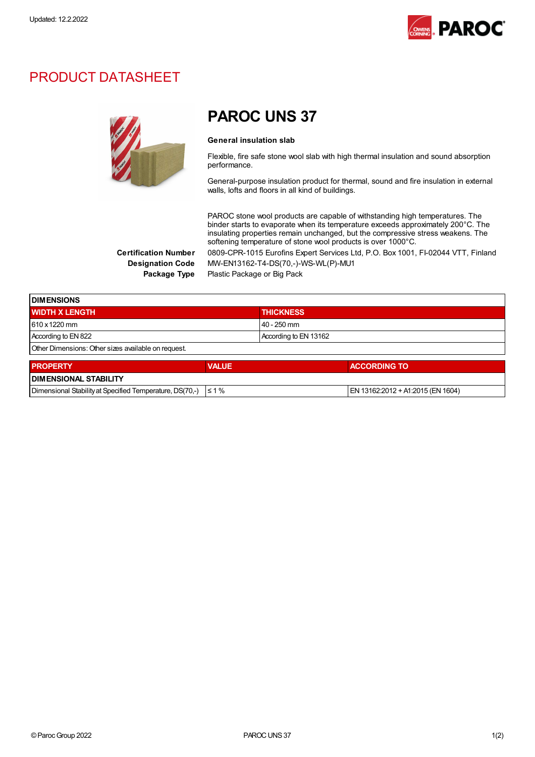Updated: 12.2.2022

# PRODUCT DATASHEET

## PAROC UNS 37

**General insulation slab**

Flexible, fire safe stone wool slab with high thermal insulation and sound absorption performance.

General-purpose insulation product for thermal, sound and fire insulation in external walls, lofts and floors in all kind of buildings.

PAROC stone wool products are capable of withstanding high temperatures. The binder starts to evaporate when its temperature exceeds approximately 200°C. The insulating properties remain unchanged, but the compressive stress weakens. The softening temperature of stone wool products is over 1000°C.

**Certification Number** 0809-CPR-1015 Eurofins Expert Services Ltd, P.O. Box 1001, FI-02044 VTT, Finland

**Designation Code** MW-EN13162-T4-DS(70,-)-WS-WL(P)-MU1

**Package Type** Plastic Package or Big Pack

| DIMENSIONS | |
|---|---|
| **WIDTH X LENGTH** | **THICKNESS** |
| 610 x 1220 mm | 40 - 250 mm |
| According to EN 822 | According to EN 13162 |
| Other Dimensions: Other sizes available on request. | |

| PROPERTY | VALUE | ACCORDING TO |
|---|---|---|
| **DIMENSIONAL STABILITY** | | |
| Dimensional Stability at Specified Temperature, DS(70,-) | ≤ 1 % | EN 13162:2012 + A1:2015 (EN 1604) |

© Paroc Group 2022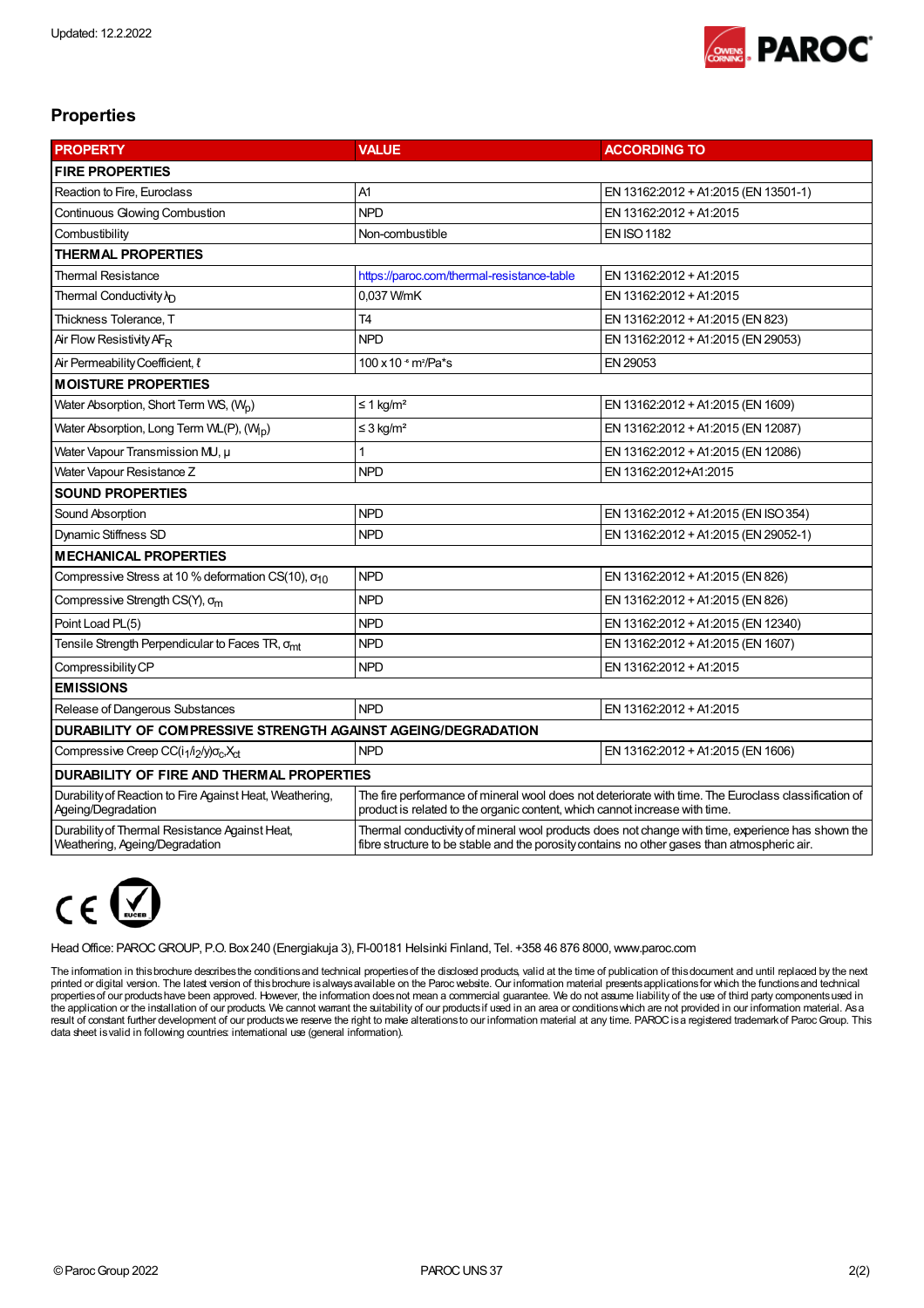Updated: 12.2.2022

## Properties

| PROPERTY | VALUE | ACCORDING TO |
|---|---|---|
| **FIRE PROPERTIES** | | |
| Reaction to Fire, Euroclass | A1 | EN 13162:2012 + A1:2015 (EN 13501-1) |
| Continuous Glowing Combustion | NPD | EN 13162:2012 + A1:2015 |
| Combustibility | Non-combustible | EN ISO 1182 |
| **THERMAL PROPERTIES** | | |
| Thermal Resistance | https://paroc.com/thermal-resistance-table | EN 13162:2012 + A1:2015 |
| Thermal Conductivity $\lambda_D$ | 0,037 W/mK | EN 13162:2012 + A1:2015 |
| Thickness Tolerance, T | T4 | EN 13162:2012 + A1:2015 (EN 823) |
| Air Flow Resistivity $AF_R$ | NPD | EN 13162:2012 + A1:2015 (EN 29053) |
| Air Permeability Coefficient, ℓ | 100 x 10⁻⁶ m²/Pa*s | EN 29053 |
| **MOISTURE PROPERTIES** | | |
| Water Absorption, Short Term WS, ($W_p$) | ≤ 1 kg/m² | EN 13162:2012 + A1:2015 (EN 1609) |
| Water Absorption, Long Term WL(P), ($W_{lp}$) | ≤ 3 kg/m² | EN 13162:2012 + A1:2015 (EN 12087) |
| Water Vapour Transmission MU, μ | 1 | EN 13162:2012 + A1:2015 (EN 12086) |
| Water Vapour Resistance Z | NPD | EN 13162:2012+A1:2015 |
| **SOUND PROPERTIES** | | |
| Sound Absorption | NPD | EN 13162:2012 + A1:2015 (EN ISO 354) |
| Dynamic Stiffness SD | NPD | EN 13162:2012 + A1:2015 (EN 29052-1) |
| **MECHANICAL PROPERTIES** | | |
| Compressive Stress at 10 % deformation CS(10), $\sigma_{10}$ | NPD | EN 13162:2012 + A1:2015 (EN 826) |
| Compressive Strength CS(Y), $\sigma_m$ | NPD | EN 13162:2012 + A1:2015 (EN 826) |
| Point Load PL(5) | NPD | EN 13162:2012 + A1:2015 (EN 12340) |
| Tensile Strength Perpendicular to Faces TR, $\sigma_{mt}$ | NPD | EN 13162:2012 + A1:2015 (EN 1607) |
| Compressibility CP | NPD | EN 13162:2012 + A1:2015 |
| **EMISSIONS** | | |
| Release of Dangerous Substances | NPD | EN 13162:2012 + A1:2015 |
| **DURABILITY OF COMPRESSIVE STRENGTH AGAINST AGEING/DEGRADATION** | | |
| Compressive Creep $CC(i_1/i_2/y)\sigma_c X_{ct}$ | NPD | EN 13162:2012 + A1:2015 (EN 1606) |
| **DURABILITY OF FIRE AND THERMAL PROPERTIES** | | |
| Durability of Reaction to Fire Against Heat, Weathering, Ageing/Degradation | The fire performance of mineral wool does not deteriorate with time. The Euroclass classification of product is related to the organic content, which cannot increase with time. | |
| Durability of Thermal Resistance Against Heat, Weathering, Ageing/Degradation | Thermal conductivity of mineral wool products does not change with time, experience has shown the fibre structure to be stable and the porosity contains no other gases than atmospheric air. | |

Head Office: PAROC GROUP, P.O. Box 240 (Energiakuja 3), FI-00181 Helsinki Finland, Tel. +358 46 876 8000, www.paroc.com

The information in this brochure describes the conditions and technical properties of the disclosed products, valid at the time of publication of this document and until replaced by the next printed or digital version. The latest version of this brochure is always available on the Paroc website. Our information material presents applications for which the functions and technical properties of our products have been approved. However, the information does not mean a commercial guarantee. We do not assume liability of the use of third party components used in the application or the installation of our products. We cannot warrant the suitability of our products if used in an area or conditions which are not provided in our information material. As a result of constant further development of our products we reserve the right to make alterations to our information material at any time. PAROC is a registered trademark of Paroc Group. This data sheet is valid in following countries: international use (general information).

© Paroc Group 2022 PAROC UNS 37